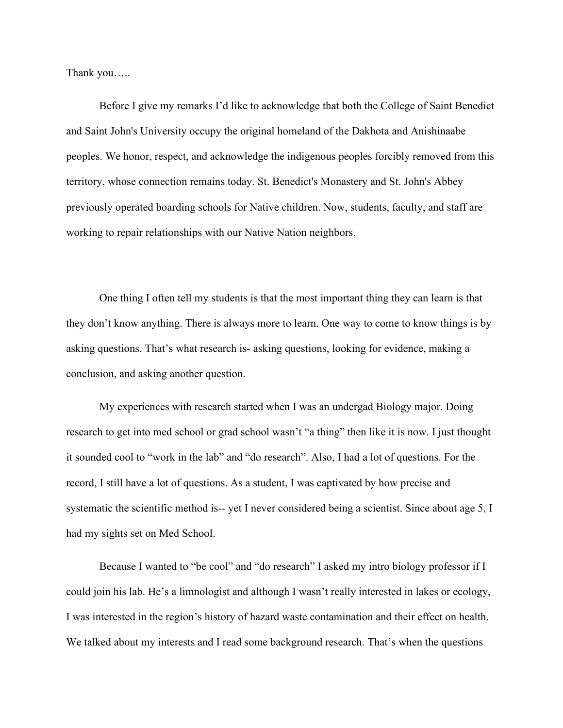Thank you…..

Before I give my remarks I'd like to acknowledge that both the College of Saint Benedict and Saint John's University occupy the original homeland of the Dakhota and Anishinaabe peoples. We honor, respect, and acknowledge the indigenous peoples forcibly removed from this territory, whose connection remains today. St. Benedict's Monastery and St. John's Abbey previously operated boarding schools for Native children. Now, students, faculty, and staff are working to repair relationships with our Native Nation neighbors.

One thing I often tell my students is that the most important thing they can learn is that they don't know anything. There is always more to learn. One way to come to know things is by asking questions. That's what research is- asking questions, looking for evidence, making a conclusion, and asking another question.

My experiences with research started when I was an undergad Biology major. Doing research to get into med school or grad school wasn't "a thing" then like it is now. I just thought it sounded cool to "work in the lab" and "do research". Also, I had a lot of questions. For the record, I still have a lot of questions. As a student, I was captivated by how precise and systematic the scientific method is-- yet I never considered being a scientist. Since about age 5, I had my sights set on Med School.

Because I wanted to "be cool" and "do research" I asked my intro biology professor if I could join his lab. He's a limnologist and although I wasn't really interested in lakes or ecology, I was interested in the region's history of hazard waste contamination and their effect on health. We talked about my interests and I read some background research. That's when the questions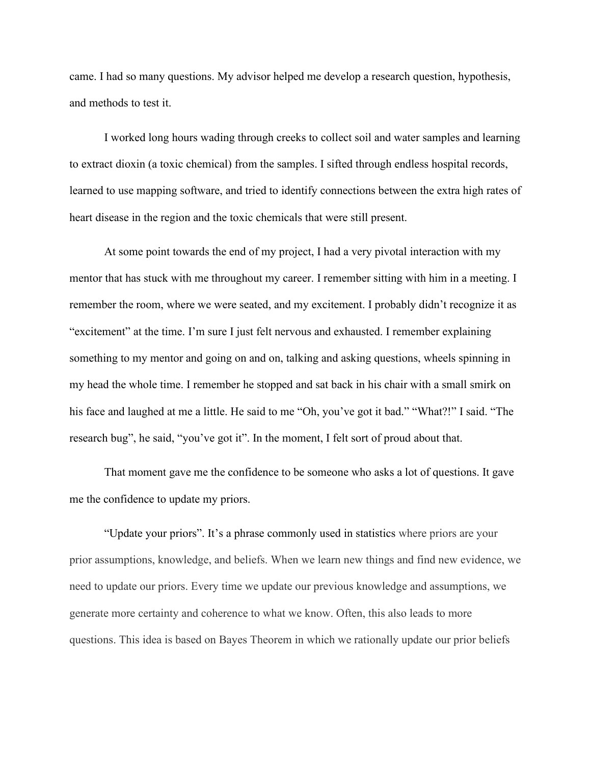came. I had so many questions. My advisor helped me develop a research question, hypothesis, and methods to test it.

I worked long hours wading through creeks to collect soil and water samples and learning to extract dioxin (a toxic chemical) from the samples. I sifted through endless hospital records, learned to use mapping software, and tried to identify connections between the extra high rates of heart disease in the region and the toxic chemicals that were still present.

At some point towards the end of my project, I had a very pivotal interaction with my mentor that has stuck with me throughout my career. I remember sitting with him in a meeting. I remember the room, where we were seated, and my excitement. I probably didn't recognize it as "excitement" at the time. I'm sure I just felt nervous and exhausted. I remember explaining something to my mentor and going on and on, talking and asking questions, wheels spinning in my head the whole time. I remember he stopped and sat back in his chair with a small smirk on his face and laughed at me a little. He said to me "Oh, you've got it bad." "What?!" I said. "The research bug", he said, "you've got it". In the moment, I felt sort of proud about that.

That moment gave me the confidence to be someone who asks a lot of questions. It gave me the confidence to update my priors.

"Update your priors". It's a phrase commonly used in statistics where priors are your prior assumptions, knowledge, and beliefs. When we learn new things and find new evidence, we need to update our priors. Every time we update our previous knowledge and assumptions, we generate more certainty and coherence to what we know. Often, this also leads to more questions. This idea is based on Bayes Theorem in which we rationally update our prior beliefs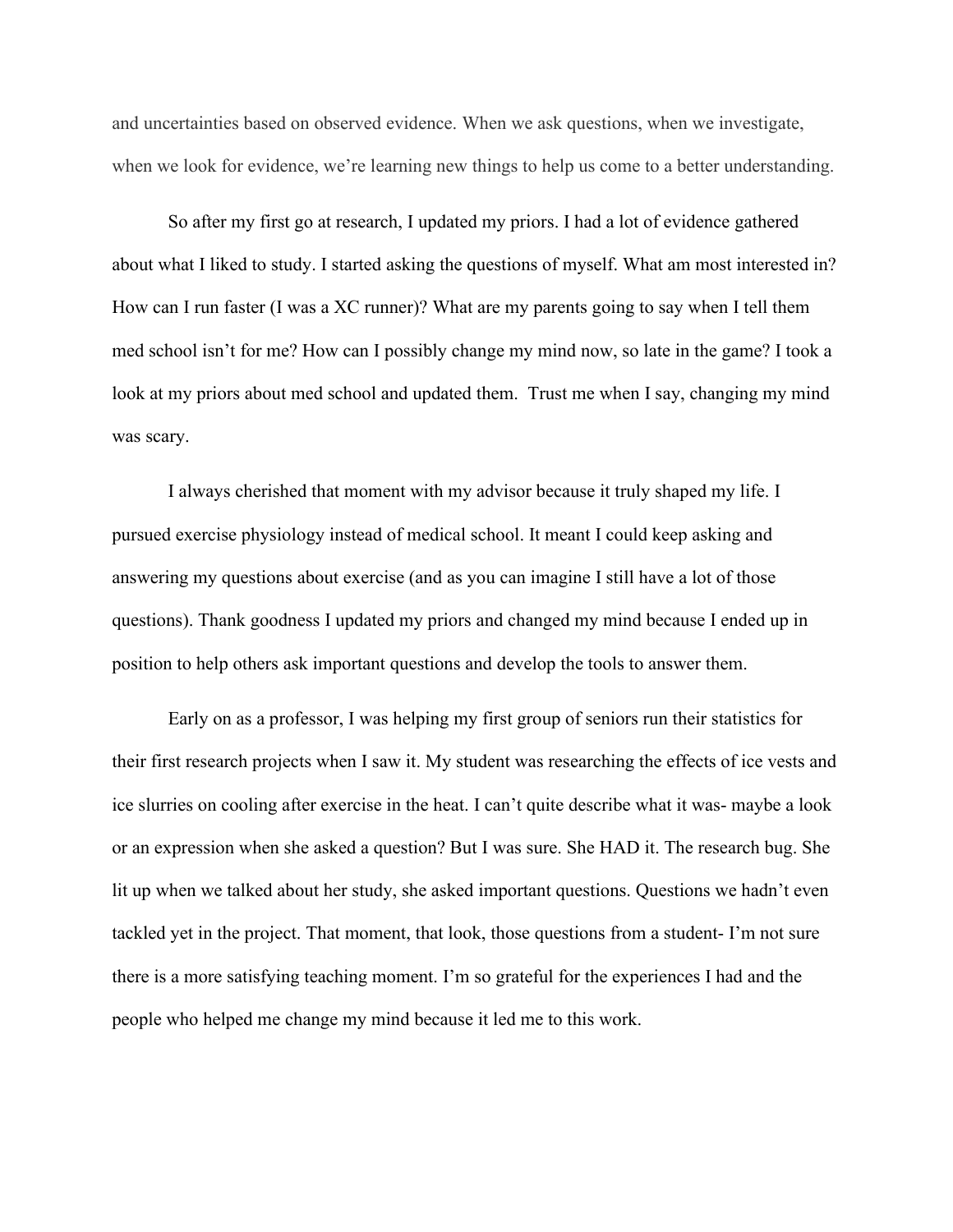and uncertainties based on observed evidence. When we ask questions, when we investigate, when we look for evidence, we're learning new things to help us come to a better understanding.

So after my first go at research, I updated my priors. I had a lot of evidence gathered about what I liked to study. I started asking the questions of myself. What am most interested in? How can I run faster (I was a XC runner)? What are my parents going to say when I tell them med school isn't for me? How can I possibly change my mind now, so late in the game? I took a look at my priors about med school and updated them. Trust me when I say, changing my mind was scary.

I always cherished that moment with my advisor because it truly shaped my life. I pursued exercise physiology instead of medical school. It meant I could keep asking and answering my questions about exercise (and as you can imagine I still have a lot of those questions). Thank goodness I updated my priors and changed my mind because I ended up in position to help others ask important questions and develop the tools to answer them.

Early on as a professor, I was helping my first group of seniors run their statistics for their first research projects when I saw it. My student was researching the effects of ice vests and ice slurries on cooling after exercise in the heat. I can't quite describe what it was- maybe a look or an expression when she asked a question? But I was sure. She HAD it. The research bug. She lit up when we talked about her study, she asked important questions. Questions we hadn't even tackled yet in the project. That moment, that look, those questions from a student- I'm not sure there is a more satisfying teaching moment. I'm so grateful for the experiences I had and the people who helped me change my mind because it led me to this work.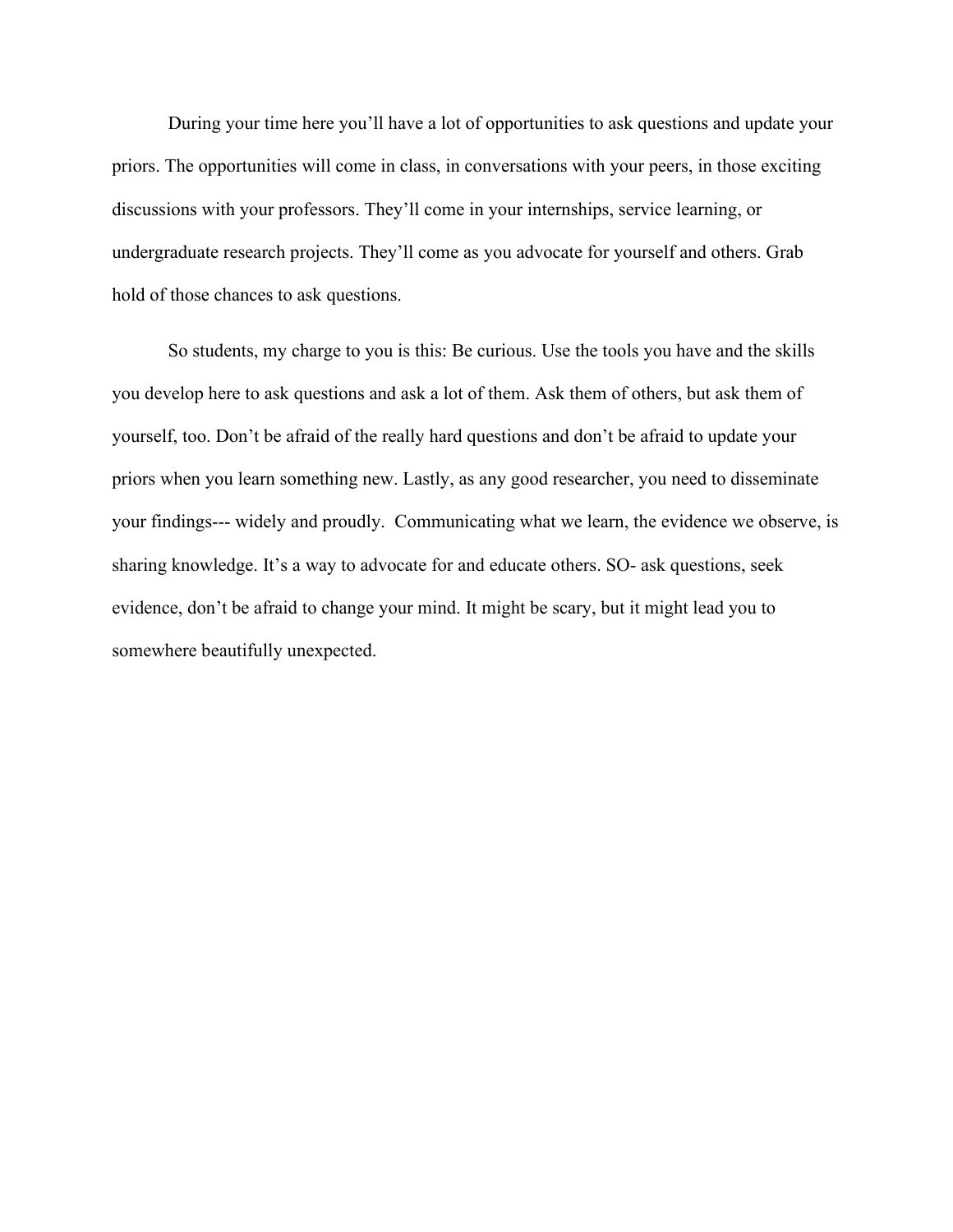During your time here you'll have a lot of opportunities to ask questions and update your priors. The opportunities will come in class, in conversations with your peers, in those exciting discussions with your professors. They'll come in your internships, service learning, or undergraduate research projects. They'll come as you advocate for yourself and others. Grab hold of those chances to ask questions.

So students, my charge to you is this: Be curious. Use the tools you have and the skills you develop here to ask questions and ask a lot of them. Ask them of others, but ask them of yourself, too. Don't be afraid of the really hard questions and don't be afraid to update your priors when you learn something new. Lastly, as any good researcher, you need to disseminate your findings--- widely and proudly. Communicating what we learn, the evidence we observe, is sharing knowledge. It's a way to advocate for and educate others. SO- ask questions, seek evidence, don't be afraid to change your mind. It might be scary, but it might lead you to somewhere beautifully unexpected.